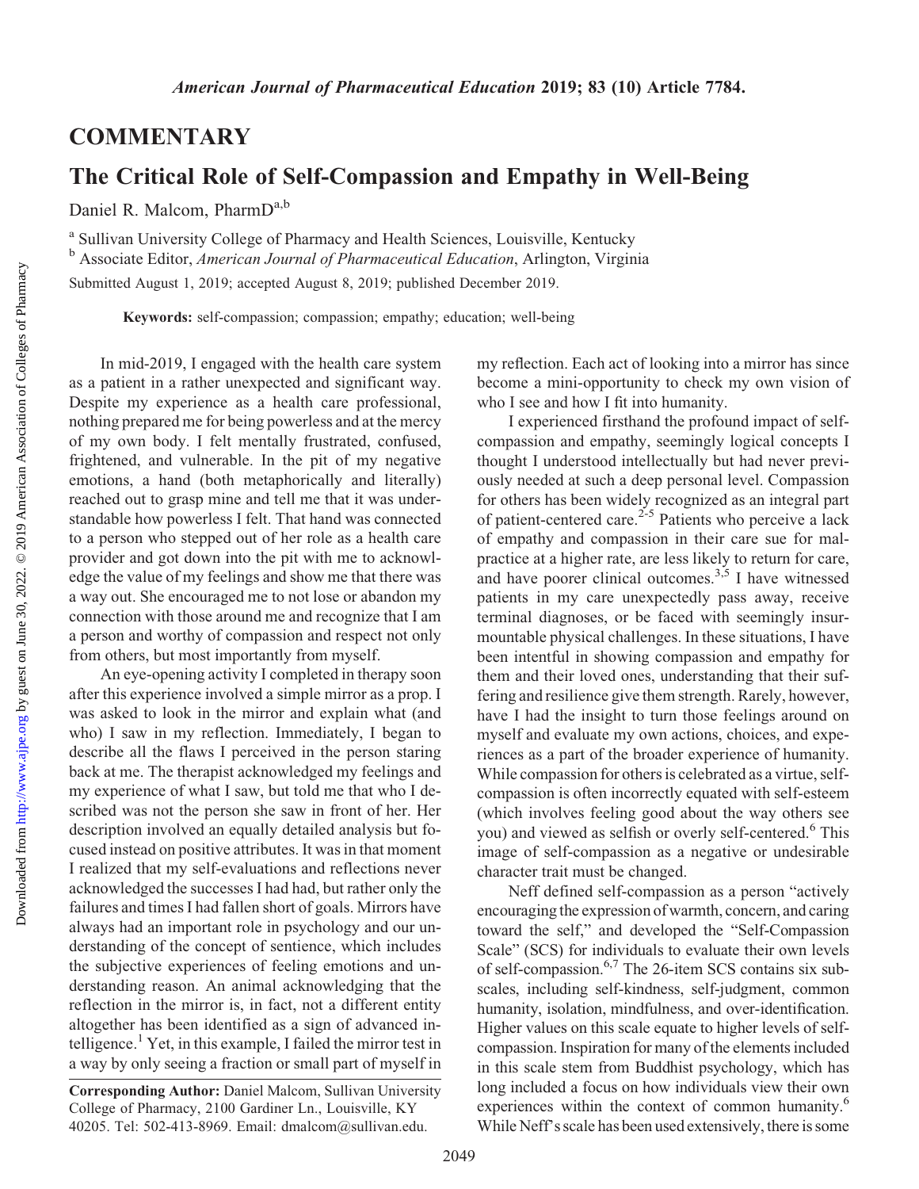## COMMENTARY

# The Critical Role of Self-Compassion and Empathy in Well-Being

Daniel R. Malcom, PharmD[a,b]

[a] Sullivan University College of Pharmacy and Health Sciences, Louisville, Kentucky
[b] Associate Editor, *American Journal of Pharmaceutical Education*, Arlington, Virginia

Submitted August 1, 2019; accepted August 8, 2019; published December 2019.

**Keywords:** self-compassion; compassion; empathy; education; well-being

In mid-2019, I engaged with the health care system as a patient in a rather unexpected and significant way. Despite my experience as a health care professional, nothing prepared me for being powerless and at the mercy of my own body. I felt mentally frustrated, confused, frightened, and vulnerable. In the pit of my negative emotions, a hand (both metaphorically and literally) reached out to grasp mine and tell me that it was understandable how powerless I felt. That hand was connected to a person who stepped out of her role as a health care provider and got down into the pit with me to acknowledge the value of my feelings and show me that there was a way out. She encouraged me to not lose or abandon my connection with those around me and recognize that I am a person and worthy of compassion and respect not only from others, but most importantly from myself.

An eye-opening activity I completed in therapy soon after this experience involved a simple mirror as a prop. I was asked to look in the mirror and explain what (and who) I saw in my reflection. Immediately, I began to describe all the flaws I perceived in the person staring back at me. The therapist acknowledged my feelings and my experience of what I saw, but told me that who I described was not the person she saw in front of her. Her description involved an equally detailed analysis but focused instead on positive attributes. It was in that moment I realized that my self-evaluations and reflections never acknowledged the successes I had had, but rather only the failures and times I had fallen short of goals. Mirrors have always had an important role in psychology and our understanding of the concept of sentience, which includes the subjective experiences of feeling emotions and understanding reason. An animal acknowledging that the reflection in the mirror is, in fact, not a different entity altogether has been identified as a sign of advanced intelligence.[1] Yet, in this example, I failed the mirror test in a way by only seeing a fraction or small part of myself in my reflection. Each act of looking into a mirror has since become a mini-opportunity to check my own vision of who I see and how I fit into humanity.

I experienced firsthand the profound impact of self-compassion and empathy, seemingly logical concepts I thought I understood intellectually but had never previously needed at such a deep personal level. Compassion for others has been widely recognized as an integral part of patient-centered care.[2-5] Patients who perceive a lack of empathy and compassion in their care sue for malpractice at a higher rate, are less likely to return for care, and have poorer clinical outcomes.[3,5] I have witnessed patients in my care unexpectedly pass away, receive terminal diagnoses, or be faced with seemingly insurmountable physical challenges. In these situations, I have been intentful in showing compassion and empathy for them and their loved ones, understanding that their suffering and resilience give them strength. Rarely, however, have I had the insight to turn those feelings around on myself and evaluate my own actions, choices, and experiences as a part of the broader experience of humanity. While compassion for others is celebrated as a virtue, self-compassion is often incorrectly equated with self-esteem (which involves feeling good about the way others see you) and viewed as selfish or overly self-centered.[6] This image of self-compassion as a negative or undesirable character trait must be changed.

Neff defined self-compassion as a person "actively encouraging the expression of warmth, concern, and caring toward the self," and developed the "Self-Compassion Scale" (SCS) for individuals to evaluate their own levels of self-compassion.[6,7] The 26-item SCS contains six subscales, including self-kindness, self-judgment, common humanity, isolation, mindfulness, and over-identification. Higher values on this scale equate to higher levels of self-compassion. Inspiration for many of the elements included in this scale stem from Buddhist psychology, which has long included a focus on how individuals view their own experiences within the context of common humanity.[6] While Neff's scale has been used extensively, there is some

---

**Corresponding Author:** Daniel Malcom, Sullivan University College of Pharmacy, 2100 Gardiner Ln., Louisville, KY 40205. Tel: 502-413-8969. Email: dmalcom@sullivan.edu.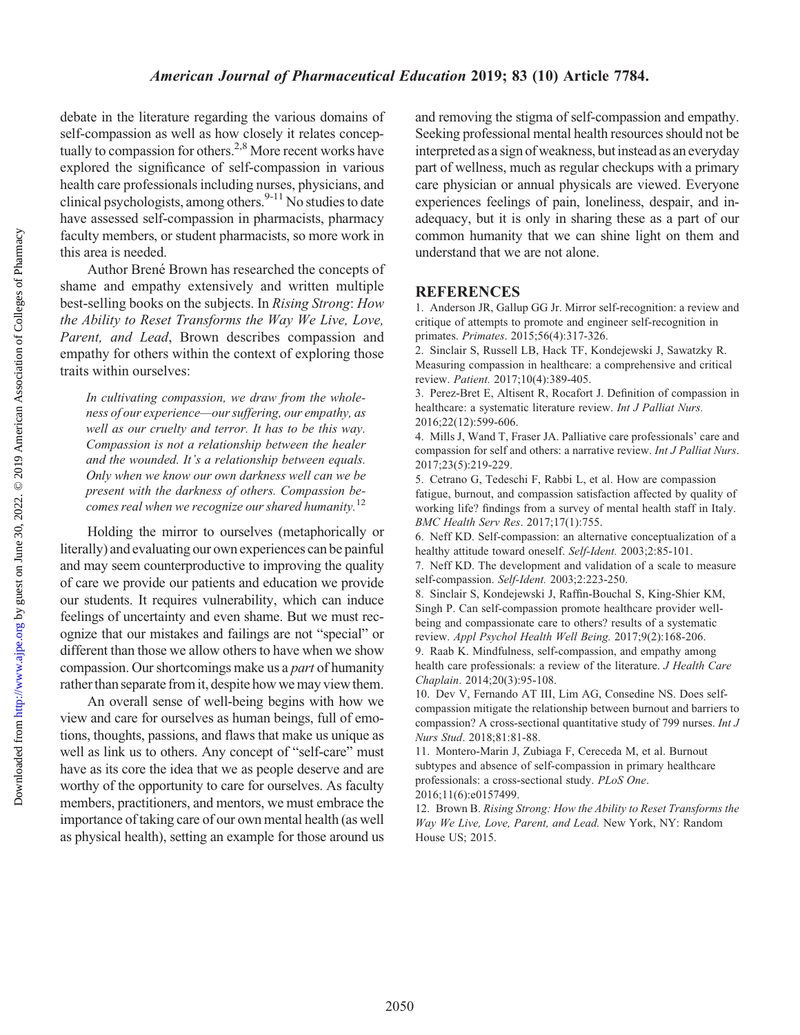debate in the literature regarding the various domains of self-compassion as well as how closely it relates conceptually to compassion for others.[2,8] More recent works have explored the significance of self-compassion in various health care professionals including nurses, physicians, and clinical psychologists, among others.[9-11] No studies to date have assessed self-compassion in pharmacists, pharmacy faculty members, or student pharmacists, so more work in this area is needed.

Author Brené Brown has researched the concepts of shame and empathy extensively and written multiple best-selling books on the subjects. In *Rising Strong*: *How the Ability to Reset Transforms the Way We Live, Love, Parent, and Lead*, Brown describes compassion and empathy for others within the context of exploring those traits within ourselves:

> *In cultivating compassion, we draw from the wholeness of our experience—our suffering, our empathy, as well as our cruelty and terror. It has to be this way. Compassion is not a relationship between the healer and the wounded. It's a relationship between equals. Only when we know our own darkness well can we be present with the darkness of others. Compassion becomes real when we recognize our shared humanity.*[12]

Holding the mirror to ourselves (metaphorically or literally) and evaluating our own experiences can be painful and may seem counterproductive to improving the quality of care we provide our patients and education we provide our students. It requires vulnerability, which can induce feelings of uncertainty and even shame. But we must recognize that our mistakes and failings are not "special" or different than those we allow others to have when we show compassion. Our shortcomings make us a *part* of humanity rather than separate from it, despite how we may view them.

An overall sense of well-being begins with how we view and care for ourselves as human beings, full of emotions, thoughts, passions, and flaws that make us unique as well as link us to others. Any concept of "self-care" must have as its core the idea that we as people deserve and are worthy of the opportunity to care for ourselves. As faculty members, practitioners, and mentors, we must embrace the importance of taking care of our own mental health (as well as physical health), setting an example for those around us and removing the stigma of self-compassion and empathy. Seeking professional mental health resources should not be interpreted as a sign of weakness, but instead as an everyday part of wellness, much as regular checkups with a primary care physician or annual physicals are viewed. Everyone experiences feelings of pain, loneliness, despair, and inadequacy, but it is only in sharing these as a part of our common humanity that we can shine light on them and understand that we are not alone.

## REFERENCES

1. Anderson JR, Gallup GG Jr. Mirror self-recognition: a review and critique of attempts to promote and engineer self-recognition in primates. *Primates*. 2015;56(4):317-326.
2. Sinclair S, Russell LB, Hack TF, Kondejewski J, Sawatzky R. Measuring compassion in healthcare: a comprehensive and critical review. *Patient.* 2017;10(4):389-405.
3. Perez-Bret E, Altisent R, Rocafort J. Definition of compassion in healthcare: a systematic literature review. *Int J Palliat Nurs.* 2016;22(12):599-606.
4. Mills J, Wand T, Fraser JA. Palliative care professionals' care and compassion for self and others: a narrative review. *Int J Palliat Nurs*. 2017;23(5):219-229.
5. Cetrano G, Tedeschi F, Rabbi L, et al. How are compassion fatigue, burnout, and compassion satisfaction affected by quality of working life? findings from a survey of mental health staff in Italy. *BMC Health Serv Res*. 2017;17(1):755.
6. Neff KD. Self-compassion: an alternative conceptualization of a healthy attitude toward oneself. *Self-Ident.* 2003;2:85-101.
7. Neff KD. The development and validation of a scale to measure self-compassion. *Self-Ident.* 2003;2:223-250.
8. Sinclair S, Kondejewski J, Raffin-Bouchal S, King-Shier KM, Singh P. Can self-compassion promote healthcare provider well-being and compassionate care to others? results of a systematic review. *Appl Psychol Health Well Being.* 2017;9(2):168-206.
9. Raab K. Mindfulness, self-compassion, and empathy among health care professionals: a review of the literature. *J Health Care Chaplain*. 2014;20(3):95-108.
10. Dev V, Fernando AT III, Lim AG, Consedine NS. Does self-compassion mitigate the relationship between burnout and barriers to compassion? A cross-sectional quantitative study of 799 nurses. *Int J Nurs Stud*. 2018;81:81-88.
11. Montero-Marin J, Zubiaga F, Cereceda M, et al. Burnout subtypes and absence of self-compassion in primary healthcare professionals: a cross-sectional study. *PLoS One*. 2016;11(6):e0157499.
12. Brown B. *Rising Strong: How the Ability to Reset Transforms the Way We Live, Love, Parent, and Lead.* New York, NY: Random House US; 2015.